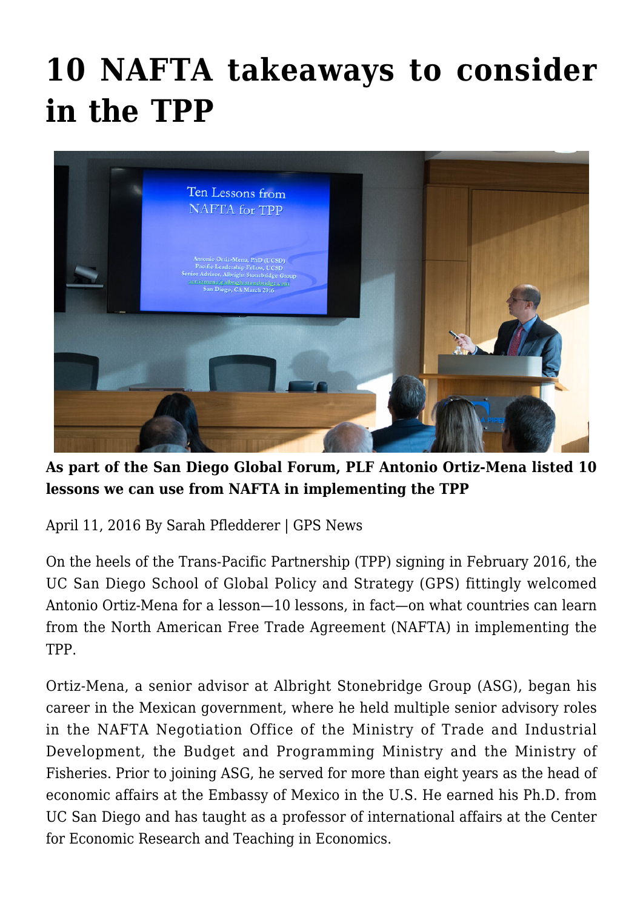# 10 NAFTA takeaways to consider in the TPP

**As part of the San Diego Global Forum, PLF Antonio Ortiz-Mena listed 10 lessons we can use from NAFTA in implementing the TPP**

April 11, 2016 By Sarah Pfledderer | GPS News

On the heels of the Trans-Pacific Partnership (TPP) signing in February 2016, the UC San Diego School of Global Policy and Strategy (GPS) fittingly welcomed Antonio Ortiz-Mena for a lesson—10 lessons, in fact—on what countries can learn from the North American Free Trade Agreement (NAFTA) in implementing the TPP.

Ortiz-Mena, a senior advisor at Albright Stonebridge Group (ASG), began his career in the Mexican government, where he held multiple senior advisory roles in the NAFTA Negotiation Office of the Ministry of Trade and Industrial Development, the Budget and Programming Ministry and the Ministry of Fisheries. Prior to joining ASG, he served for more than eight years as the head of economic affairs at the Embassy of Mexico in the U.S. He earned his Ph.D. from UC San Diego and has taught as a professor of international affairs at the Center for Economic Research and Teaching in Economics.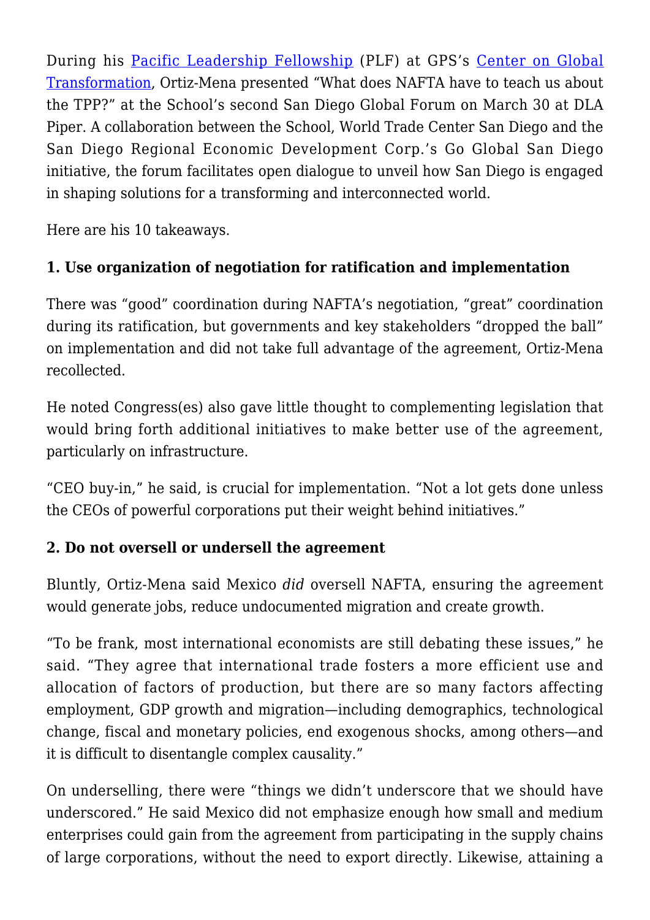During his [Pacific Leadership Fellowship](#) (PLF) at GPS's [Center on Global Transformation](#), Ortiz-Mena presented "What does NAFTA have to teach us about the TPP?" at the School's second San Diego Global Forum on March 30 at DLA Piper. A collaboration between the School, World Trade Center San Diego and the San Diego Regional Economic Development Corp.'s Go Global San Diego initiative, the forum facilitates open dialogue to unveil how San Diego is engaged in shaping solutions for a transforming and interconnected world.

Here are his 10 takeaways.

**1. Use organization of negotiation for ratification and implementation**

There was "good" coordination during NAFTA's negotiation, "great" coordination during its ratification, but governments and key stakeholders "dropped the ball" on implementation and did not take full advantage of the agreement, Ortiz-Mena recollected.

He noted Congress(es) also gave little thought to complementing legislation that would bring forth additional initiatives to make better use of the agreement, particularly on infrastructure.

"CEO buy-in," he said, is crucial for implementation. "Not a lot gets done unless the CEOs of powerful corporations put their weight behind initiatives."

**2. Do not oversell or undersell the agreement**

Bluntly, Ortiz-Mena said Mexico *did* oversell NAFTA, ensuring the agreement would generate jobs, reduce undocumented migration and create growth.

"To be frank, most international economists are still debating these issues," he said. "They agree that international trade fosters a more efficient use and allocation of factors of production, but there are so many factors affecting employment, GDP growth and migration—including demographics, technological change, fiscal and monetary policies, end exogenous shocks, among others—and it is difficult to disentangle complex causality."

On underselling, there were "things we didn't underscore that we should have underscored." He said Mexico did not emphasize enough how small and medium enterprises could gain from the agreement from participating in the supply chains of large corporations, without the need to export directly. Likewise, attaining a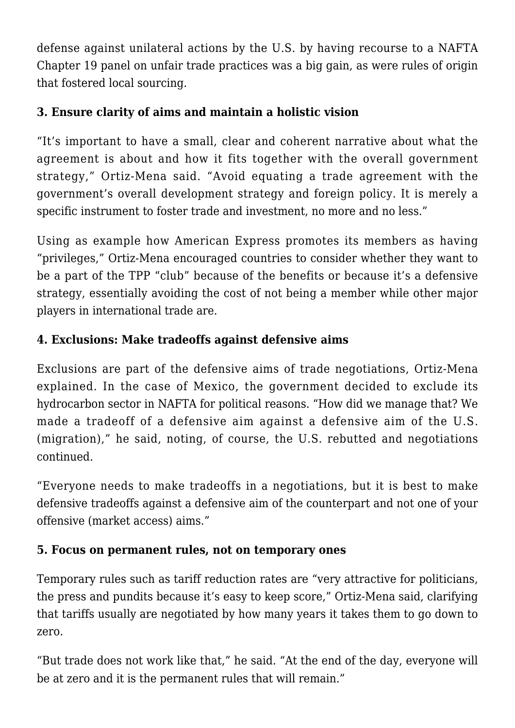defense against unilateral actions by the U.S. by having recourse to a NAFTA Chapter 19 panel on unfair trade practices was a big gain, as were rules of origin that fostered local sourcing.

**3. Ensure clarity of aims and maintain a holistic vision**

"It's important to have a small, clear and coherent narrative about what the agreement is about and how it fits together with the overall government strategy," Ortiz-Mena said. "Avoid equating a trade agreement with the government's overall development strategy and foreign policy. It is merely a specific instrument to foster trade and investment, no more and no less."

Using as example how American Express promotes its members as having "privileges," Ortiz-Mena encouraged countries to consider whether they want to be a part of the TPP "club" because of the benefits or because it's a defensive strategy, essentially avoiding the cost of not being a member while other major players in international trade are.

**4. Exclusions: Make tradeoffs against defensive aims**

Exclusions are part of the defensive aims of trade negotiations, Ortiz-Mena explained. In the case of Mexico, the government decided to exclude its hydrocarbon sector in NAFTA for political reasons. "How did we manage that? We made a tradeoff of a defensive aim against a defensive aim of the U.S. (migration)," he said, noting, of course, the U.S. rebutted and negotiations continued.

"Everyone needs to make tradeoffs in a negotiations, but it is best to make defensive tradeoffs against a defensive aim of the counterpart and not one of your offensive (market access) aims."

**5. Focus on permanent rules, not on temporary ones**

Temporary rules such as tariff reduction rates are "very attractive for politicians, the press and pundits because it's easy to keep score," Ortiz-Mena said, clarifying that tariffs usually are negotiated by how many years it takes them to go down to zero.

"But trade does not work like that," he said. "At the end of the day, everyone will be at zero and it is the permanent rules that will remain."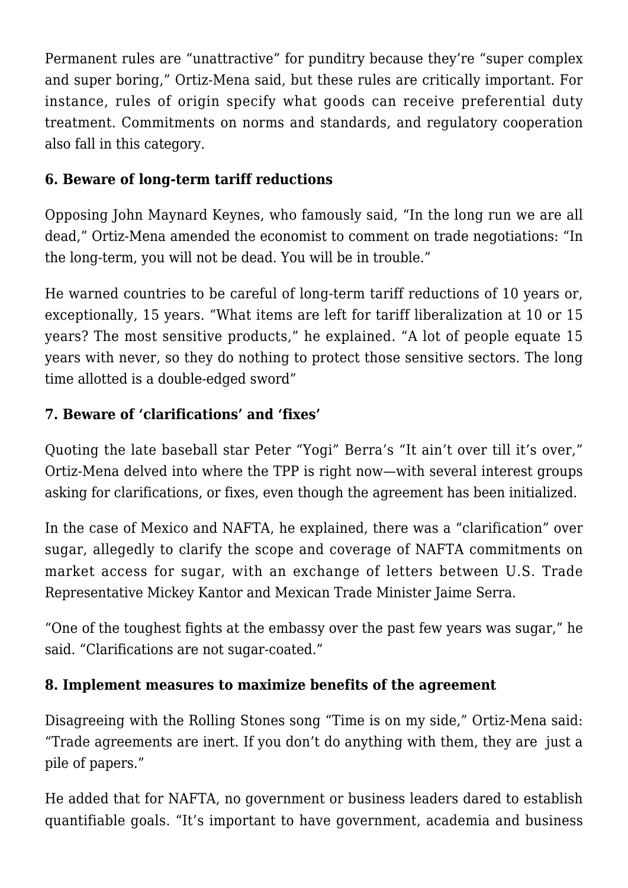Permanent rules are “unattractive” for punditry because they’re “super complex and super boring,” Ortiz-Mena said, but these rules are critically important. For instance, rules of origin specify what goods can receive preferential duty treatment. Commitments on norms and standards, and regulatory cooperation also fall in this category.

**6. Beware of long-term tariff reductions**

Opposing John Maynard Keynes, who famously said, “In the long run we are all dead,” Ortiz-Mena amended the economist to comment on trade negotiations: “In the long-term, you will not be dead. You will be in trouble.”

He warned countries to be careful of long-term tariff reductions of 10 years or, exceptionally, 15 years. “What items are left for tariff liberalization at 10 or 15 years? The most sensitive products,” he explained. “A lot of people equate 15 years with never, so they do nothing to protect those sensitive sectors. The long time allotted is a double-edged sword”

**7. Beware of ‘clarifications’ and ‘fixes’**

Quoting the late baseball star Peter “Yogi” Berra’s “It ain’t over till it’s over,” Ortiz-Mena delved into where the TPP is right now—with several interest groups asking for clarifications, or fixes, even though the agreement has been initialized.

In the case of Mexico and NAFTA, he explained, there was a “clarification” over sugar, allegedly to clarify the scope and coverage of NAFTA commitments on market access for sugar, with an exchange of letters between U.S. Trade Representative Mickey Kantor and Mexican Trade Minister Jaime Serra.

“One of the toughest fights at the embassy over the past few years was sugar,” he said. “Clarifications are not sugar-coated.”

**8. Implement measures to maximize benefits of the agreement**

Disagreeing with the Rolling Stones song “Time is on my side,” Ortiz-Mena said: “Trade agreements are inert. If you don’t do anything with them, they are just a pile of papers.”

He added that for NAFTA, no government or business leaders dared to establish quantifiable goals. “It’s important to have government, academia and business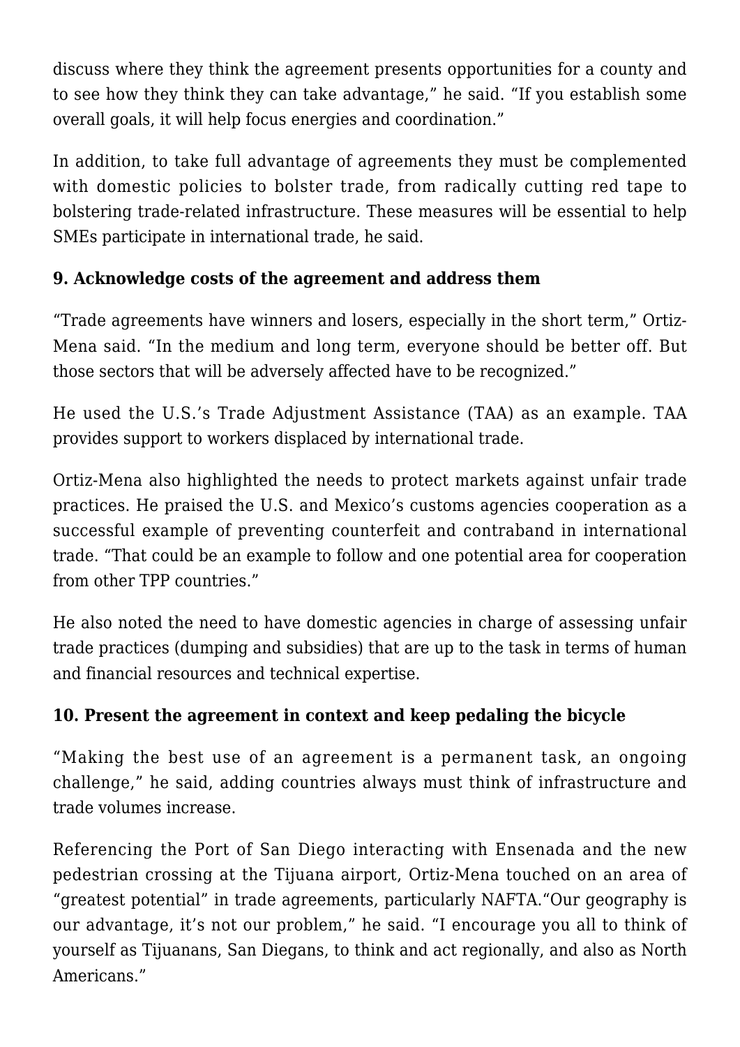discuss where they think the agreement presents opportunities for a county and to see how they think they can take advantage," he said. "If you establish some overall goals, it will help focus energies and coordination."

In addition, to take full advantage of agreements they must be complemented with domestic policies to bolster trade, from radically cutting red tape to bolstering trade-related infrastructure. These measures will be essential to help SMEs participate in international trade, he said.

**9. Acknowledge costs of the agreement and address them**

"Trade agreements have winners and losers, especially in the short term," Ortiz-Mena said. "In the medium and long term, everyone should be better off. But those sectors that will be adversely affected have to be recognized."

He used the U.S.'s Trade Adjustment Assistance (TAA) as an example. TAA provides support to workers displaced by international trade.

Ortiz-Mena also highlighted the needs to protect markets against unfair trade practices. He praised the U.S. and Mexico's customs agencies cooperation as a successful example of preventing counterfeit and contraband in international trade. "That could be an example to follow and one potential area for cooperation from other TPP countries."

He also noted the need to have domestic agencies in charge of assessing unfair trade practices (dumping and subsidies) that are up to the task in terms of human and financial resources and technical expertise.

**10. Present the agreement in context and keep pedaling the bicycle**

"Making the best use of an agreement is a permanent task, an ongoing challenge," he said, adding countries always must think of infrastructure and trade volumes increase.

Referencing the Port of San Diego interacting with Ensenada and the new pedestrian crossing at the Tijuana airport, Ortiz-Mena touched on an area of "greatest potential" in trade agreements, particularly NAFTA."Our geography is our advantage, it's not our problem," he said. "I encourage you all to think of yourself as Tijuanans, San Diegans, to think and act regionally, and also as North Americans."